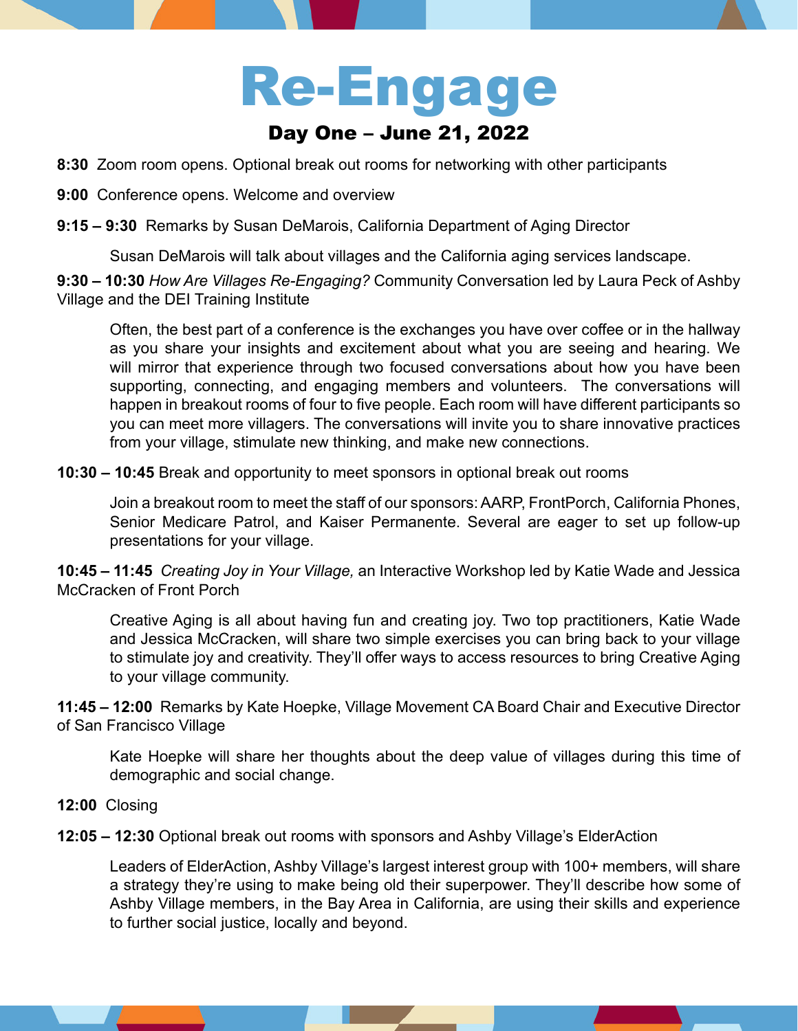# Re-Engage

## Day One – June 21, 2022

**8:30** Zoom room opens. Optional break out rooms for networking with other participants

**9:00** Conference opens. Welcome and overview

**9:15 – 9:30** Remarks by Susan DeMarois, California Department of Aging Director

Susan DeMarois will talk about villages and the California aging services landscape.

**9:30 – 10:30** *How Are Villages Re-Engaging?* Community Conversation led by Laura Peck of Ashby Village and the DEI Training Institute

Often, the best part of a conference is the exchanges you have over coffee or in the hallway as you share your insights and excitement about what you are seeing and hearing. We will mirror that experience through two focused conversations about how you have been supporting, connecting, and engaging members and volunteers. The conversations will happen in breakout rooms of four to five people. Each room will have different participants so you can meet more villagers. The conversations will invite you to share innovative practices from your village, stimulate new thinking, and make new connections.

**10:30 – 10:45** Break and opportunity to meet sponsors in optional break out rooms

Join a breakout room to meet the staff of our sponsors: AARP, FrontPorch, California Phones, Senior Medicare Patrol, and Kaiser Permanente. Several are eager to set up follow-up presentations for your village.

**10:45 – 11:45** *Creating Joy in Your Village,* an Interactive Workshop led by Katie Wade and Jessica McCracken of Front Porch

Creative Aging is all about having fun and creating joy. Two top practitioners, Katie Wade and Jessica McCracken, will share two simple exercises you can bring back to your village to stimulate joy and creativity. They'll offer ways to access resources to bring Creative Aging to your village community.

**11:45 – 12:00** Remarks by Kate Hoepke, Village Movement CA Board Chair and Executive Director of San Francisco Village

Kate Hoepke will share her thoughts about the deep value of villages during this time of demographic and social change.

**12:00** Closing

**12:05 – 12:30** Optional break out rooms with sponsors and Ashby Village's ElderAction

Leaders of ElderAction, Ashby Village's largest interest group with 100+ members, will share a strategy they're using to make being old their superpower. They'll describe how some of Ashby Village members, in the Bay Area in California, are using their skills and experience to further social justice, locally and beyond.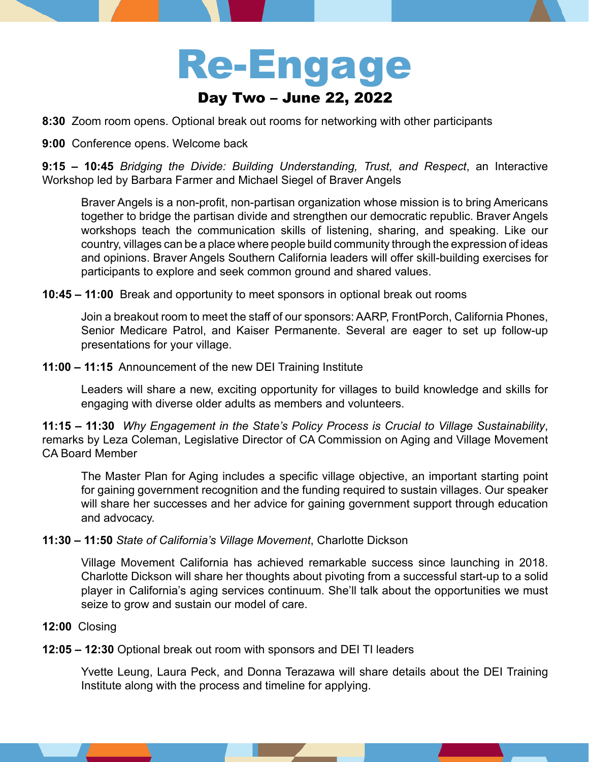# Re-Engage

## Day Two – June 22, 2022

**8:30** Zoom room opens. Optional break out rooms for networking with other participants

**9:00** Conference opens. Welcome back

**9:15 – 10:45** *Bridging the Divide: Building Understanding, Trust, and Respect*, an Interactive Workshop led by Barbara Farmer and Michael Siegel of Braver Angels

> Braver Angels is a non-profit, non-partisan organization whose mission is to bring Americans together to bridge the partisan divide and strengthen our democratic republic. Braver Angels workshops teach the communication skills of listening, sharing, and speaking. Like our country, villages can be a place where people build community through the expression of ideas and opinions. Braver Angels Southern California leaders will offer skill-building exercises for participants to explore and seek common ground and shared values.

**10:45 – 11:00** Break and opportunity to meet sponsors in optional break out rooms

> Join a breakout room to meet the staff of our sponsors: AARP, FrontPorch, California Phones, Senior Medicare Patrol, and Kaiser Permanente. Several are eager to set up follow-up presentations for your village.

**11:00 – 11:15** Announcement of the new DEI Training Institute

> Leaders will share a new, exciting opportunity for villages to build knowledge and skills for engaging with diverse older adults as members and volunteers.

**11:15 – 11:30** *Why Engagement in the State's Policy Process is Crucial to Village Sustainability*, remarks by Leza Coleman, Legislative Director of CA Commission on Aging and Village Movement CA Board Member

> The Master Plan for Aging includes a specific village objective, an important starting point for gaining government recognition and the funding required to sustain villages. Our speaker will share her successes and her advice for gaining government support through education and advocacy.

**11:30 – 11:50** *State of California's Village Movement*, Charlotte Dickson

> Village Movement California has achieved remarkable success since launching in 2018. Charlotte Dickson will share her thoughts about pivoting from a successful start-up to a solid player in California's aging services continuum. She'll talk about the opportunities we must seize to grow and sustain our model of care.

**12:00** Closing

**12:05 – 12:30** Optional break out room with sponsors and DEI TI leaders

> Yvette Leung, Laura Peck, and Donna Terazawa will share details about the DEI Training Institute along with the process and timeline for applying.